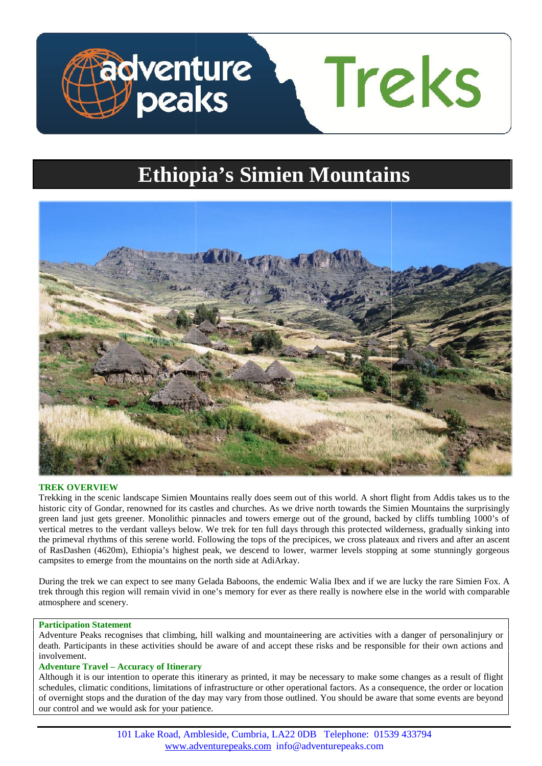# Ethiopia's Simien Mountains

## TREK OVERVIEW

Trekking in the scenic landscape Simien Mountains really does seem out of this world. A short flight from Addis takes us to the historic city of Gondar, renowned for its castles and churches. As we drive north towards the Simien Mountains the surprisingly green land just gets greener. Monolithic pinnacles and towers emerge out of the ground, backed by cliffs tumbling 1000's of vertical metres to the verdant valleys below. We trek for ten full days through this protected wilderness, gradually sinking into the primeval rhythms of this serene world. Following the tops of the precipices, we cross plateaux and rivers and after an ascent of RasDashen (4620m), Ethiopia's highest peak, we descend to lower, warmer levels stopping at some stunningly gorgeous campsites to emerge from the mountains on the north side at AdiArkay.

During the trek we can expect to see many Gelada Baboons, the endemic Walia Ibex and if we are lucky the rare Simien Fox. A trek through this region will remain vivid in one's memory for ever as there really is nowhere else in the world with comparable atmosphere and scenery.

**Participation Statement**

Adventure Peaks recognises that climbing, hill walking and mountaineering are activities with a danger of personalinjury or death. Participants in these activities should be aware of and accept these risks and be responsible for their own actions and involvement.

**Adventure Travel – Accuracy of Itinerary**

Although it is our intention to operate this itinerary as printed, it may be necessary to make some changes as a result of flight schedules, climatic conditions, limitations of infrastructure or other operational factors. As a consequence, the order or location of overnight stops and the duration of the day may vary from those outlined. You should be aware that some events are beyond our control and we would ask for your patience.

101 Lake Road, Ambleside, Cumbria, LA22 0DB Telephone: 01539 433794
www.adventurepeaks.com info@adventurepeaks.com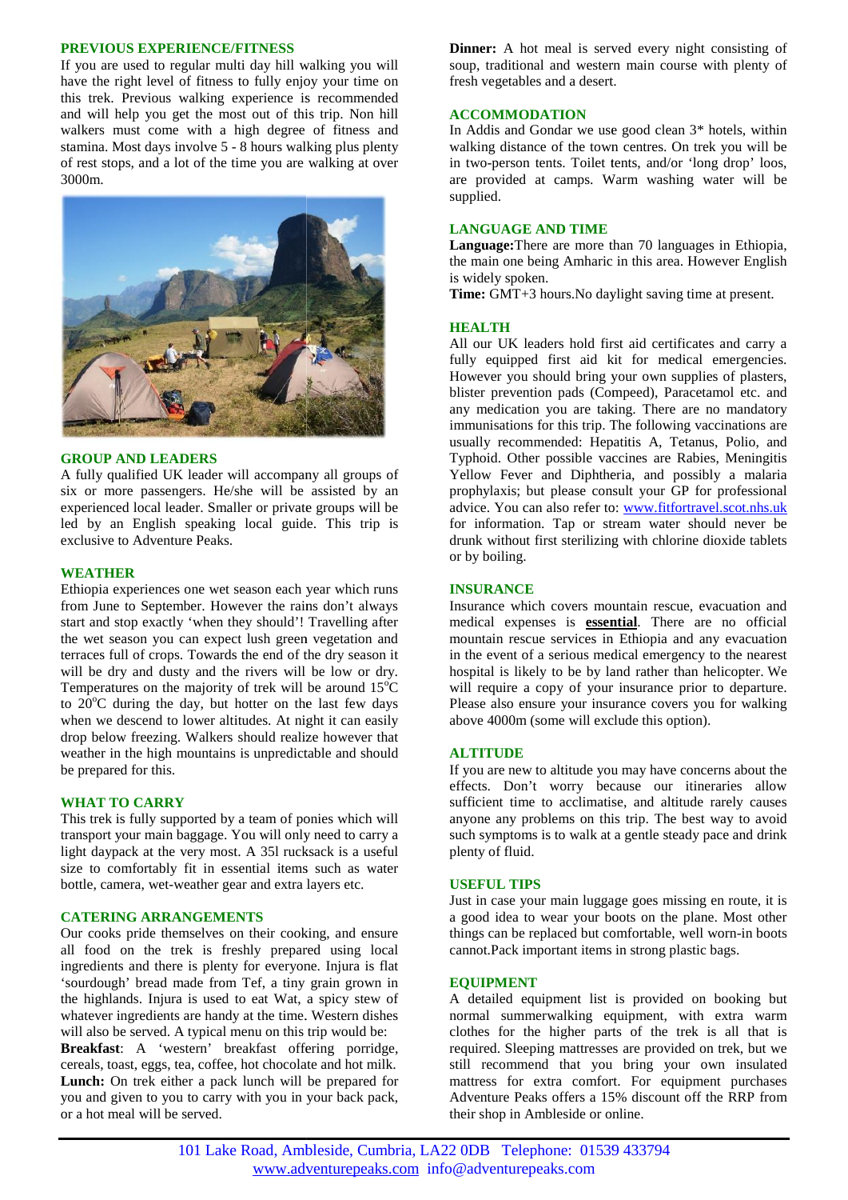## PREVIOUS EXPERIENCE/FITNESS

If you are used to regular multi day hill walking you will have the right level of fitness to fully enjoy your time on this trek. Previous walking experience is recommended and will help you get the most out of this trip. Non hill walkers must come with a high degree of fitness and stamina. Most days involve 5 - 8 hours walking plus plenty of rest stops, and a lot of the time you are walking at over 3000m.

## GROUP AND LEADERS

A fully qualified UK leader will accompany all groups of six or more passengers. He/she will be assisted by an experienced local leader. Smaller or private groups will be led by an English speaking local guide. This trip is exclusive to Adventure Peaks.

## WEATHER

Ethiopia experiences one wet season each year which runs from June to September. However the rains don't always start and stop exactly 'when they should'! Travelling after the wet season you can expect lush green vegetation and terraces full of crops. Towards the end of the dry season it will be dry and dusty and the rivers will be low or dry. Temperatures on the majority of trek will be around 15°C to 20°C during the day, but hotter on the last few days when we descend to lower altitudes. At night it can easily drop below freezing. Walkers should realize however that weather in the high mountains is unpredictable and should be prepared for this.

## WHAT TO CARRY

This trek is fully supported by a team of ponies which will transport your main baggage. You will only need to carry a light daypack at the very most. A 35l rucksack is a useful size to comfortably fit in essential items such as water bottle, camera, wet-weather gear and extra layers etc.

## CATERING ARRANGEMENTS

Our cooks pride themselves on their cooking, and ensure all food on the trek is freshly prepared using local ingredients and there is plenty for everyone. Injura is flat 'sourdough' bread made from Tef, a tiny grain grown in the highlands. Injura is used to eat Wat, a spicy stew of whatever ingredients are handy at the time. Western dishes will also be served. A typical menu on this trip would be:

**Breakfast**: A 'western' breakfast offering porridge, cereals, toast, eggs, tea, coffee, hot chocolate and hot milk.

**Lunch:** On trek either a pack lunch will be prepared for you and given to you to carry with you in your back pack, or a hot meal will be served.

**Dinner:** A hot meal is served every night consisting of soup, traditional and western main course with plenty of fresh vegetables and a desert.

## ACCOMMODATION

In Addis and Gondar we use good clean 3* hotels, within walking distance of the town centres. On trek you will be in two-person tents. Toilet tents, and/or 'long drop' loos, are provided at camps. Warm washing water will be supplied.

## LANGUAGE AND TIME

**Language:**There are more than 70 languages in Ethiopia, the main one being Amharic in this area. However English is widely spoken.

**Time:** GMT+3 hours.No daylight saving time at present.

## HEALTH

All our UK leaders hold first aid certificates and carry a fully equipped first aid kit for medical emergencies. However you should bring your own supplies of plasters, blister prevention pads (Compeed), Paracetamol etc. and any medication you are taking. There are no mandatory immunisations for this trip. The following vaccinations are usually recommended: Hepatitis A, Tetanus, Polio, and Typhoid. Other possible vaccines are Rabies, Meningitis Yellow Fever and Diphtheria, and possibly a malaria prophylaxis; but please consult your GP for professional advice. You can also refer to: www.fitfortravel.scot.nhs.uk for information. Tap or stream water should never be drunk without first sterilizing with chlorine dioxide tablets or by boiling.

## INSURANCE

Insurance which covers mountain rescue, evacuation and medical expenses is **essential**. There are no official mountain rescue services in Ethiopia and any evacuation in the event of a serious medical emergency to the nearest hospital is likely to be by land rather than helicopter. We will require a copy of your insurance prior to departure. Please also ensure your insurance covers you for walking above 4000m (some will exclude this option).

## ALTITUDE

If you are new to altitude you may have concerns about the effects. Don't worry because our itineraries allow sufficient time to acclimatise, and altitude rarely causes anyone any problems on this trip. The best way to avoid such symptoms is to walk at a gentle steady pace and drink plenty of fluid.

## USEFUL TIPS

Just in case your main luggage goes missing en route, it is a good idea to wear your boots on the plane. Most other things can be replaced but comfortable, well worn-in boots cannot.Pack important items in strong plastic bags.

## EQUIPMENT

A detailed equipment list is provided on booking but normal summerwalking equipment, with extra warm clothes for the higher parts of the trek is all that is required. Sleeping mattresses are provided on trek, but we still recommend that you bring your own insulated mattress for extra comfort. For equipment purchases Adventure Peaks offers a 15% discount off the RRP from their shop in Ambleside or online.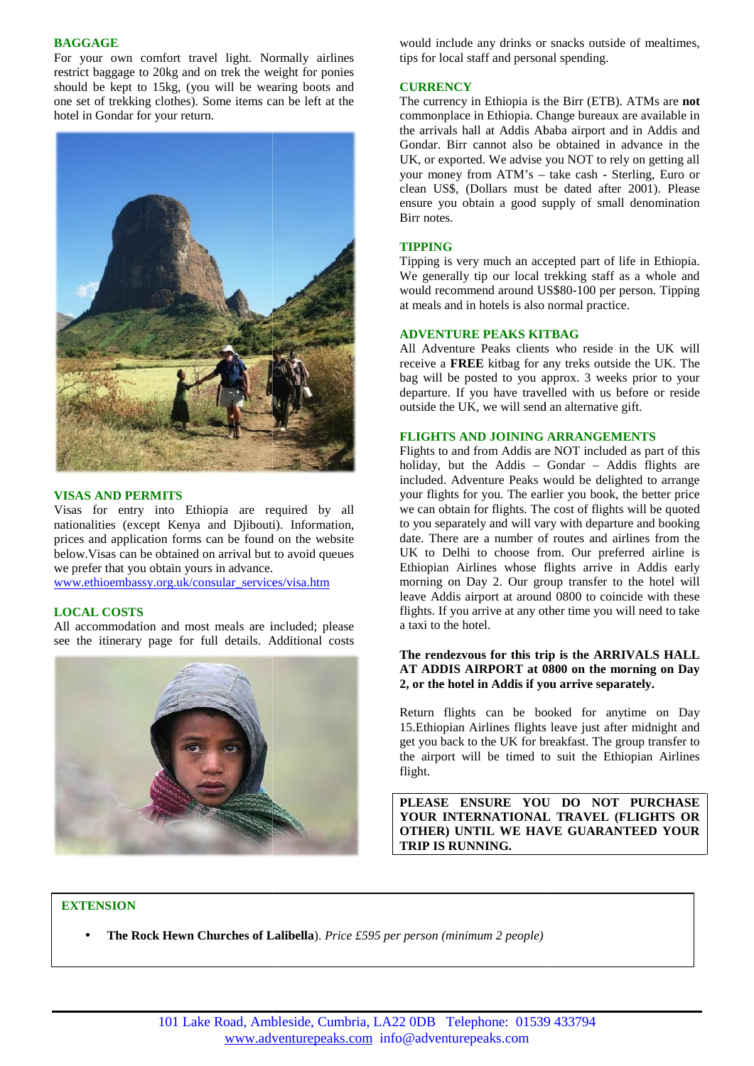## BAGGAGE

For your own comfort travel light. Normally airlines restrict baggage to 20kg and on trek the weight for ponies should be kept to 15kg, (you will be wearing boots and one set of trekking clothes). Some items can be left at the hotel in Gondar for your return.

## VISAS AND PERMITS

Visas for entry into Ethiopia are required by all nationalities (except Kenya and Djibouti). Information, prices and application forms can be found on the website below. Visas can be obtained on arrival but to avoid queues we prefer that you obtain yours in advance.

www.ethioembassy.org.uk/consular_services/visa.htm

## LOCAL COSTS

All accommodation and most meals are included; please see the itinerary page for full details. Additional costs would include any drinks or snacks outside of mealtimes, tips for local staff and personal spending.

## CURRENCY

The currency in Ethiopia is the Birr (ETB). ATMs are **not** commonplace in Ethiopia. Change bureaux are available in the arrivals hall at Addis Ababa airport and in Addis and Gondar. Birr cannot also be obtained in advance in the UK, or exported. We advise you NOT to rely on getting all your money from ATM's – take cash - Sterling, Euro or clean US$, (Dollars must be dated after 2001). Please ensure you obtain a good supply of small denomination Birr notes.

## TIPPING

Tipping is very much an accepted part of life in Ethiopia. We generally tip our local trekking staff as a whole and would recommend around US$80-100 per person. Tipping at meals and in hotels is also normal practice.

## ADVENTURE PEAKS KITBAG

All Adventure Peaks clients who reside in the UK will receive a **FREE** kitbag for any treks outside the UK. The bag will be posted to you approx. 3 weeks prior to your departure. If you have travelled with us before or reside outside the UK, we will send an alternative gift.

## FLIGHTS AND JOINING ARRANGEMENTS

Flights to and from Addis are NOT included as part of this holiday, but the Addis – Gondar – Addis flights are included. Adventure Peaks would be delighted to arrange your flights for you. The earlier you book, the better price we can obtain for flights. The cost of flights will be quoted to you separately and will vary with departure and booking date. There are a number of routes and airlines from the UK to Delhi to choose from. Our preferred airline is Ethiopian Airlines whose flights arrive in Addis early morning on Day 2. Our group transfer to the hotel will leave Addis airport at around 0800 to coincide with these flights. If you arrive at any other time you will need to take a taxi to the hotel.

**The rendezvous for this trip is the ARRIVALS HALL AT ADDIS AIRPORT at 0800 on the morning on Day 2, or the hotel in Addis if you arrive separately.**

Return flights can be booked for anytime on Day 15. Ethiopian Airlines flights leave just after midnight and get you back to the UK for breakfast. The group transfer to the airport will be timed to suit the Ethiopian Airlines flight.

**PLEASE ENSURE YOU DO NOT PURCHASE YOUR INTERNATIONAL TRAVEL (FLIGHTS OR OTHER) UNTIL WE HAVE GUARANTEED YOUR TRIP IS RUNNING.**

## EXTENSION

- **The Rock Hewn Churches of Lalibella**). *Price £595 per person (minimum 2 people)*

101 Lake Road, Ambleside, Cumbria, LA22 0DB Telephone: 01539 433794
www.adventurepeaks.com info@adventurepeaks.com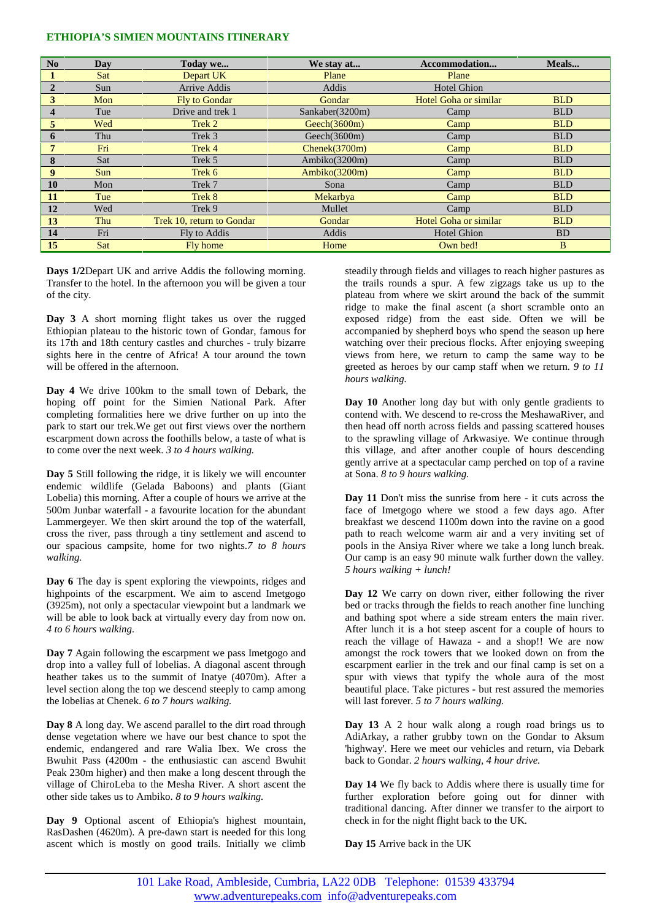## ETHIOPIA'S SIMIEN MOUNTAINS ITINERARY

| No | Day | Today we... | We stay at... | Accommodation... | Meals... |
|---|---|---|---|---|---|
| 1 | Sat | Depart UK | Plane | Plane | |
| 2 | Sun | Arrive Addis | Addis | Hotel Ghion | |
| 3 | Mon | Fly to Gondar | Gondar | Hotel Goha or similar | BLD |
| 4 | Tue | Drive and trek 1 | Sankaber(3200m) | Camp | BLD |
| 5 | Wed | Trek 2 | Geech(3600m) | Camp | BLD |
| 6 | Thu | Trek 3 | Geech(3600m) | Camp | BLD |
| 7 | Fri | Trek 4 | Chenek(3700m) | Camp | BLD |
| 8 | Sat | Trek 5 | Ambiko(3200m) | Camp | BLD |
| 9 | Sun | Trek 6 | Ambiko(3200m) | Camp | BLD |
| 10 | Mon | Trek 7 | Sona | Camp | BLD |
| 11 | Tue | Trek 8 | Mekarbya | Camp | BLD |
| 12 | Wed | Trek 9 | Mullet | Camp | BLD |
| 13 | Thu | Trek 10, return to Gondar | Gondar | Hotel Goha or similar | BLD |
| 14 | Fri | Fly to Addis | Addis | Hotel Ghion | BD |
| 15 | Sat | Fly home | Home | Own bed! | B |

**Days 1/2**Depart UK and arrive Addis the following morning. Transfer to the hotel. In the afternoon you will be given a tour of the city.

**Day 3** A short morning flight takes us over the rugged Ethiopian plateau to the historic town of Gondar, famous for its 17th and 18th century castles and churches - truly bizarre sights here in the centre of Africa! A tour around the town will be offered in the afternoon.

**Day 4** We drive 100km to the small town of Debark, the hoping off point for the Simien National Park. After completing formalities here we drive further on up into the park to start our trek.We get out first views over the northern escarpment down across the foothills below, a taste of what is to come over the next week. *3 to 4 hours walking.*

**Day 5** Still following the ridge, it is likely we will encounter endemic wildlife (Gelada Baboons) and plants (Giant Lobelia) this morning. After a couple of hours we arrive at the 500m Junbar waterfall - a favourite location for the abundant Lammergeyer. We then skirt around the top of the waterfall, cross the river, pass through a tiny settlement and ascend to our spacious campsite, home for two nights.*7 to 8 hours walking.*

**Day 6** The day is spent exploring the viewpoints, ridges and highpoints of the escarpment. We aim to ascend Imetgogo (3925m), not only a spectacular viewpoint but a landmark we will be able to look back at virtually every day from now on. *4 to 6 hours walking.*

**Day 7** Again following the escarpment we pass Imetgogo and drop into a valley full of lobelias. A diagonal ascent through heather takes us to the summit of Inatye (4070m). After a level section along the top we descend steeply to camp among the lobelias at Chenek. *6 to 7 hours walking.*

**Day 8** A long day. We ascend parallel to the dirt road through dense vegetation where we have our best chance to spot the endemic, endangered and rare Walia Ibex. We cross the Bwuhit Pass (4200m - the enthusiastic can ascend Bwuhit Peak 230m higher) and then make a long descent through the village of ChiroLeba to the Mesha River. A short ascent the other side takes us to Ambiko. *8 to 9 hours walking.*

**Day 9** Optional ascent of Ethiopia's highest mountain, RasDashen (4620m). A pre-dawn start is needed for this long ascent which is mostly on good trails. Initially we climb steadily through fields and villages to reach higher pastures as the trails rounds a spur. A few zigzags take us up to the plateau from where we skirt around the back of the summit ridge to make the final ascent (a short scramble onto an exposed ridge) from the east side. Often we will be accompanied by shepherd boys who spend the season up here watching over their precious flocks. After enjoying sweeping views from here, we return to camp the same way to be greeted as heroes by our camp staff when we return. *9 to 11 hours walking.*

**Day 10** Another long day but with only gentle gradients to contend with. We descend to re-cross the MeshawaRiver, and then head off north across fields and passing scattered houses to the sprawling village of Arkwasiye. We continue through this village, and after another couple of hours descending gently arrive at a spectacular camp perched on top of a ravine at Sona. *8 to 9 hours walking.*

**Day 11** Don't miss the sunrise from here - it cuts across the face of Imetgogo where we stood a few days ago. After breakfast we descend 1100m down into the ravine on a good path to reach welcome warm air and a very inviting set of pools in the Ansiya River where we take a long lunch break. Our camp is an easy 90 minute walk further down the valley. *5 hours walking + lunch!*

**Day 12** We carry on down river, either following the river bed or tracks through the fields to reach another fine lunching and bathing spot where a side stream enters the main river. After lunch it is a hot steep ascent for a couple of hours to reach the village of Hawaza - and a shop!! We are now amongst the rock towers that we looked down on from the escarpment earlier in the trek and our final camp is set on a spur with views that typify the whole aura of the most beautiful place. Take pictures - but rest assured the memories will last forever. *5 to 7 hours walking.*

**Day 13** A 2 hour walk along a rough road brings us to AdiArkay, a rather grubby town on the Gondar to Aksum 'highway'. Here we meet our vehicles and return, via Debark back to Gondar. *2 hours walking, 4 hour drive.*

**Day 14** We fly back to Addis where there is usually time for further exploration before going out for dinner with traditional dancing. After dinner we transfer to the airport to check in for the night flight back to the UK.

**Day 15** Arrive back in the UK

101 Lake Road, Ambleside, Cumbria, LA22 0DB Telephone: 01539 433794
www.adventurepeaks.com info@adventurepeaks.com